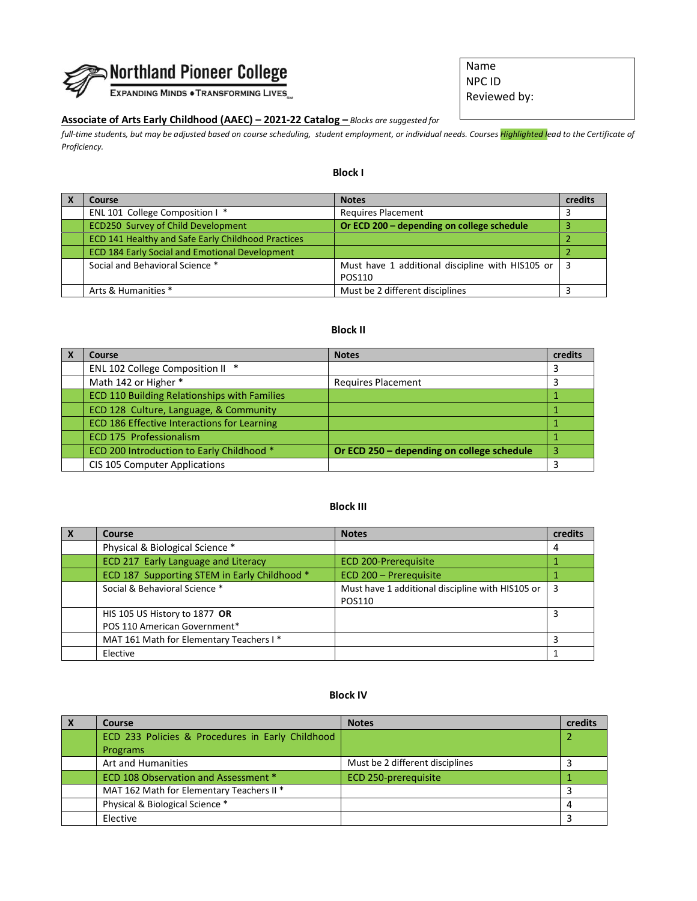**Northland Pioneer College**
EXPANDING MINDS • TRANSFORMING LIVES

Name
NPC ID
Reviewed by:

**Associate of Arts Early Childhood (AAEC) – 2021-22 Catalog –** *Blocks are suggested for full-time students, but may be adjusted based on course scheduling, student employment, or individual needs. Courses Highlighted lead to the Certificate of Proficiency.*

### Block I

| X | Course | Notes | credits |
|---|---|---|---|
| | ENL 101 College Composition I * | Requires Placement | 3 |
| | ECD250 Survey of Child Development | **Or ECD 200 – depending on college schedule** | 3 |
| | ECD 141 Healthy and Safe Early Childhood Practices | | 2 |
| | ECD 184 Early Social and Emotional Development | | 2 |
| | Social and Behavioral Science * | Must have 1 additional discipline with HIS105 or POS110 | 3 |
| | Arts & Humanities * | Must be 2 different disciplines | 3 |

### Block II

| X | Course | Notes | credits |
|---|---|---|---|
| | ENL 102 College Composition II * | | 3 |
| | Math 142 or Higher * | Requires Placement | 3 |
| | ECD 110 Building Relationships with Families | | 1 |
| | ECD 128 Culture, Language, & Community | | 1 |
| | ECD 186 Effective Interactions for Learning | | 1 |
| | ECD 175 Professionalism | | 1 |
| | ECD 200 Introduction to Early Childhood * | **Or ECD 250 – depending on college schedule** | 3 |
| | CIS 105 Computer Applications | | 3 |

### Block III

| X | Course | Notes | credits |
|---|---|---|---|
| | Physical & Biological Science * | | 4 |
| | ECD 217 Early Language and Literacy | ECD 200-Prerequisite | 1 |
| | ECD 187 Supporting STEM in Early Childhood * | ECD 200 – Prerequisite | 1 |
| | Social & Behavioral Science * | Must have 1 additional discipline with HIS105 or POS110 | 3 |
| | HIS 105 US History to 1877 **OR** POS 110 American Government* | | 3 |
| | MAT 161 Math for Elementary Teachers I * | | 3 |
| | Elective | | 1 |

### Block IV

| X | Course | Notes | credits |
|---|---|---|---|
| | ECD 233 Policies & Procedures in Early Childhood Programs | | 2 |
| | Art and Humanities | Must be 2 different disciplines | 3 |
| | ECD 108 Observation and Assessment * | ECD 250-prerequisite | 1 |
| | MAT 162 Math for Elementary Teachers II * | | 3 |
| | Physical & Biological Science * | | 4 |
| | Elective | | 3 |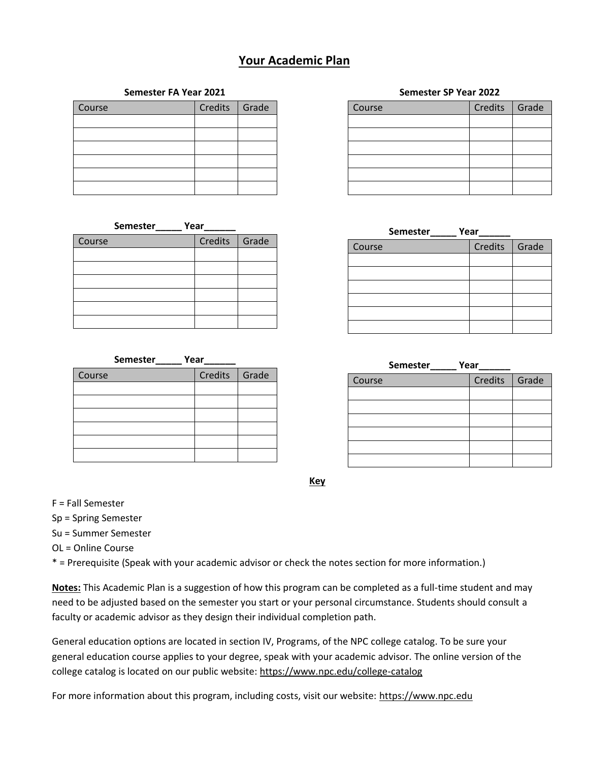# Your Academic Plan

**Semester FA Year 2021**

| Course | Credits | Grade |
|---|---|---|
| | | |
| | | |
| | | |
| | | |
| | | |
| | | |

**Semester SP Year 2022**

| Course | Credits | Grade |
|---|---|---|
| | | |
| | | |
| | | |
| | | |
| | | |
| | | |

**Semester_____ Year______**

| Course | Credits | Grade |
|---|---|---|
| | | |
| | | |
| | | |
| | | |
| | | |
| | | |

**Semester_____ Year______**

| Course | Credits | Grade |
|---|---|---|
| | | |
| | | |
| | | |
| | | |
| | | |
| | | |

**Semester_____ Year______**

| Course | Credits | Grade |
|---|---|---|
| | | |
| | | |
| | | |
| | | |
| | | |
| | | |

**Semester_____ Year______**

| Course | Credits | Grade |
|---|---|---|
| | | |
| | | |
| | | |
| | | |
| | | |
| | | |

**Key**

F = Fall Semester

Sp = Spring Semester

Su = Summer Semester

OL = Online Course

* = Prerequisite (Speak with your academic advisor or check the notes section for more information.)

**Notes:** This Academic Plan is a suggestion of how this program can be completed as a full-time student and may need to be adjusted based on the semester you start or your personal circumstance. Students should consult a faculty or academic advisor as they design their individual completion path.

General education options are located in section IV, Programs, of the NPC college catalog. To be sure your general education course applies to your degree, speak with your academic advisor. The online version of the college catalog is located on our public website: https://www.npc.edu/college-catalog

For more information about this program, including costs, visit our website: https://www.npc.edu